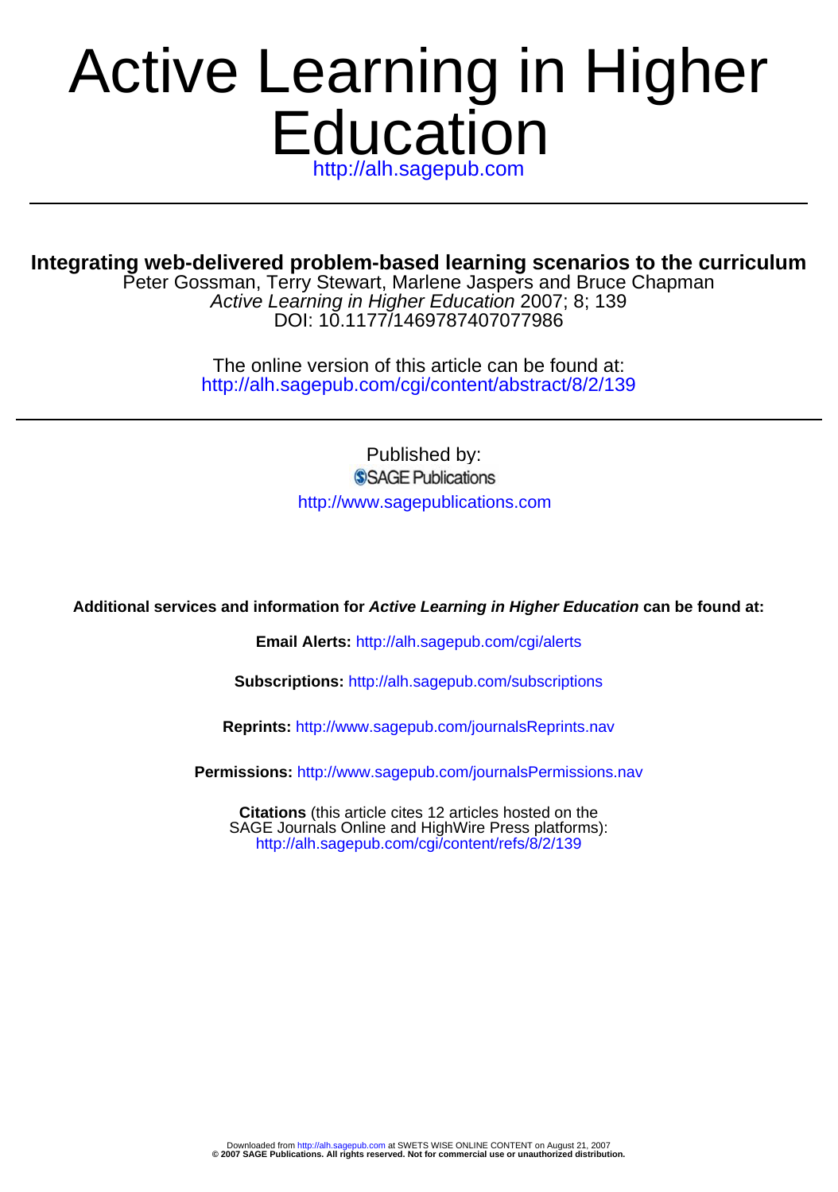# Active Learning in Higher Education

http://alh.sagepub.com

## Integrating web-delivered problem-based learning scenarios to the curriculum

Peter Gossman, Terry Stewart, Marlene Jaspers and Bruce Chapman
*Active Learning in Higher Education* 2007; 8; 139
DOI: 10.1177/1469787407077986

The online version of this article can be found at:
http://alh.sagepub.com/cgi/content/abstract/8/2/139

Published by:
SAGE Publications
http://www.sagepublications.com

**Additional services and information for *Active Learning in Higher Education* can be found at:**

**Email Alerts:** http://alh.sagepub.com/cgi/alerts

**Subscriptions:** http://alh.sagepub.com/subscriptions

**Reprints:** http://www.sagepub.com/journalsReprints.nav

**Permissions:** http://www.sagepub.com/journalsPermissions.nav

**Citations** (this article cites 12 articles hosted on the SAGE Journals Online and HighWire Press platforms):
http://alh.sagepub.com/cgi/content/refs/8/2/139

Downloaded from http://alh.sagepub.com at SWETS WISE ONLINE CONTENT on August 21, 2007
**© 2007 SAGE Publications. All rights reserved. Not for commercial use or unauthorized distribution.**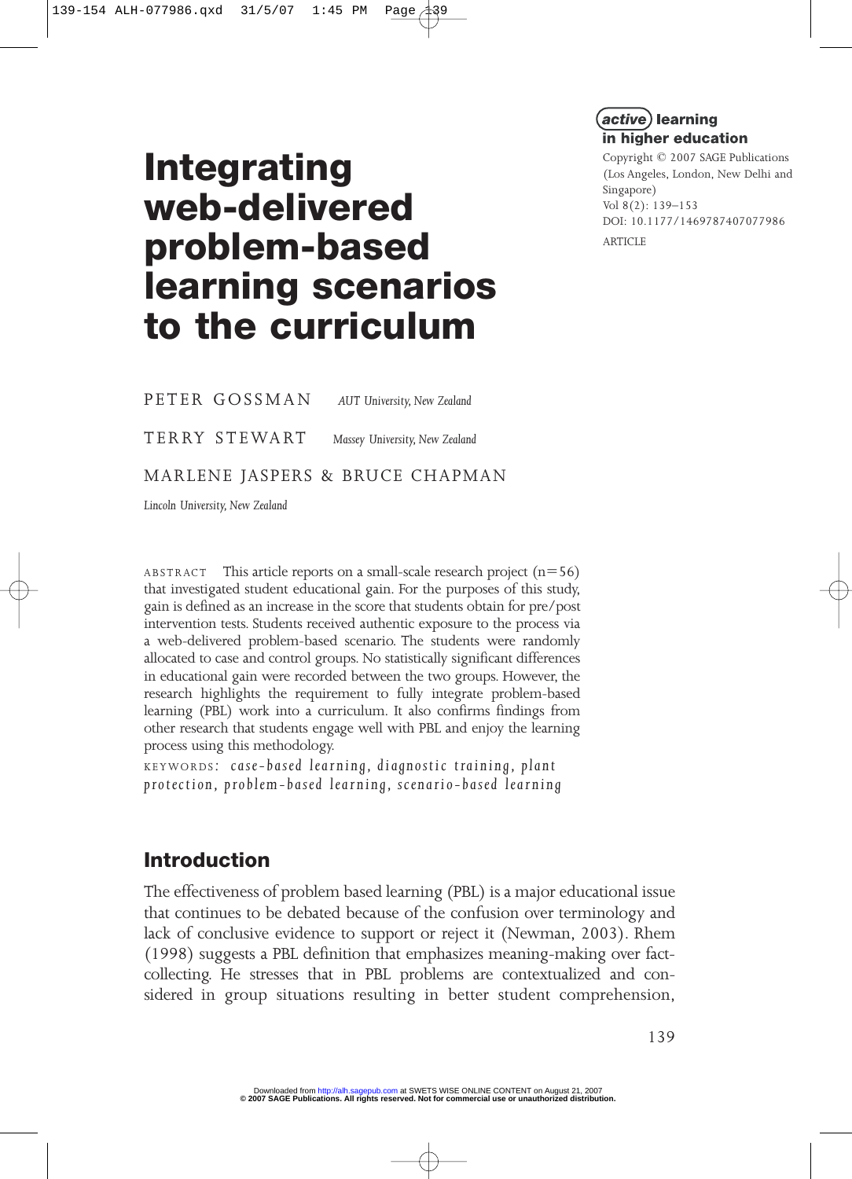# Integrating web-delivered problem-based learning scenarios to the curriculum

**active learning in higher education**

Copyright © 2007 SAGE Publications (Los Angeles, London, New Delhi and Singapore)
Vol 8(2): 139–153
DOI: 10.1177/1469787407077986
ARTICLE

PETER GOSSMAN *AUT University, New Zealand*

TERRY STEWART *Massey University, New Zealand*

MARLENE JASPERS & BRUCE CHAPMAN *Lincoln University, New Zealand*

ABSTRACT This article reports on a small-scale research project (n=56) that investigated student educational gain. For the purposes of this study, gain is defined as an increase in the score that students obtain for pre/post intervention tests. Students received authentic exposure to the process via a web-delivered problem-based scenario. The students were randomly allocated to case and control groups. No statistically significant differences in educational gain were recorded between the two groups. However, the research highlights the requirement to fully integrate problem-based learning (PBL) work into a curriculum. It also confirms findings from other research that students engage well with PBL and enjoy the learning process using this methodology.

KEYWORDS: *case-based learning, diagnostic training, plant protection, problem-based learning, scenario-based learning*

## Introduction

The effectiveness of problem based learning (PBL) is a major educational issue that continues to be debated because of the confusion over terminology and lack of conclusive evidence to support or reject it (Newman, 2003). Rhem (1998) suggests a PBL definition that emphasizes meaning-making over fact-collecting. He stresses that in PBL problems are contextualized and considered in group situations resulting in better student comprehension,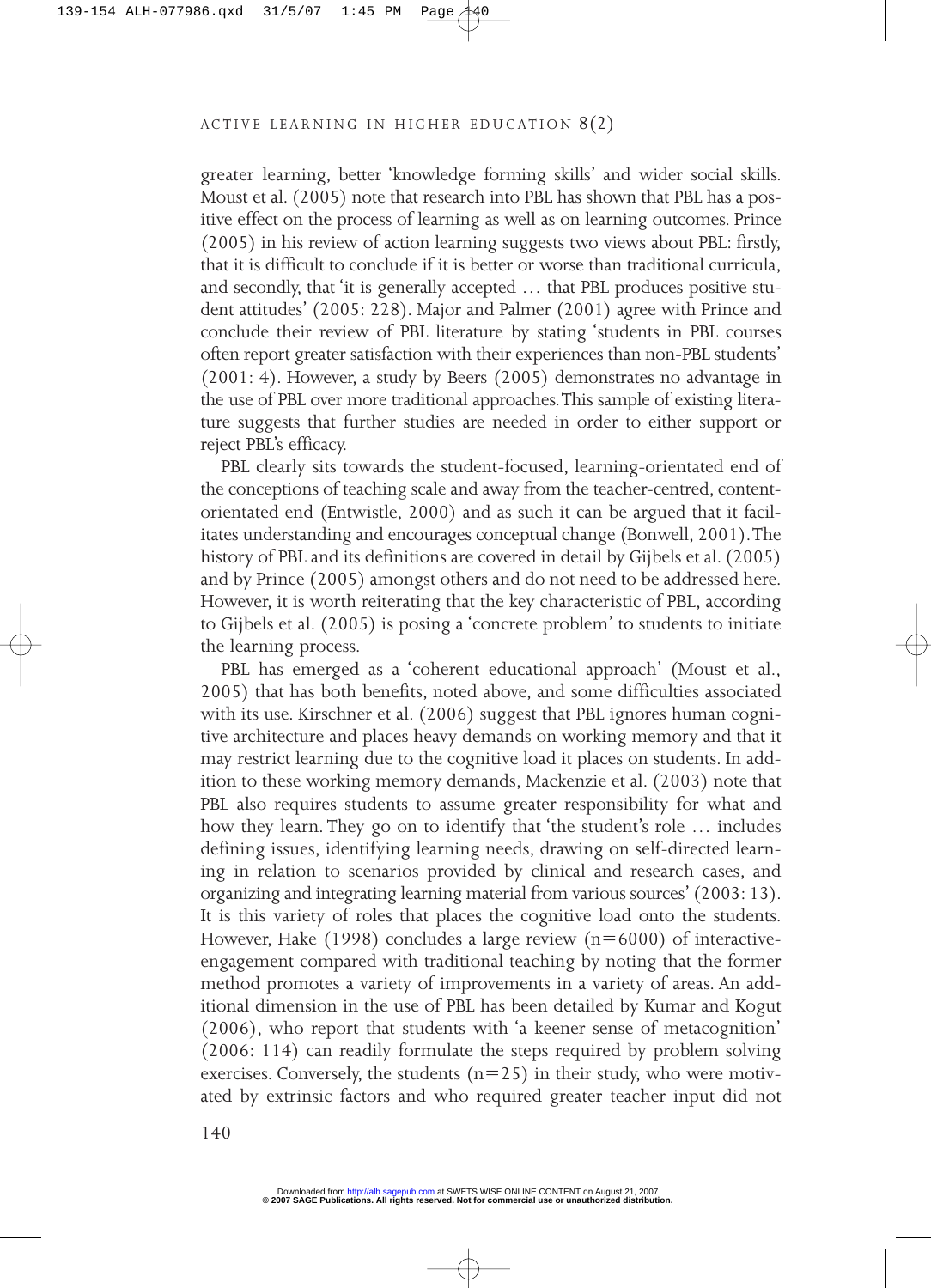greater learning, better 'knowledge forming skills' and wider social skills. Moust et al. (2005) note that research into PBL has shown that PBL has a positive effect on the process of learning as well as on learning outcomes. Prince (2005) in his review of action learning suggests two views about PBL: firstly, that it is difficult to conclude if it is better or worse than traditional curricula, and secondly, that 'it is generally accepted … that PBL produces positive student attitudes' (2005: 228). Major and Palmer (2001) agree with Prince and conclude their review of PBL literature by stating 'students in PBL courses often report greater satisfaction with their experiences than non-PBL students' (2001: 4). However, a study by Beers (2005) demonstrates no advantage in the use of PBL over more traditional approaches. This sample of existing literature suggests that further studies are needed in order to either support or reject PBL's efficacy.

PBL clearly sits towards the student-focused, learning-orientated end of the conceptions of teaching scale and away from the teacher-centred, content-orientated end (Entwistle, 2000) and as such it can be argued that it facilitates understanding and encourages conceptual change (Bonwell, 2001). The history of PBL and its definitions are covered in detail by Gijbels et al. (2005) and by Prince (2005) amongst others and do not need to be addressed here. However, it is worth reiterating that the key characteristic of PBL, according to Gijbels et al. (2005) is posing a 'concrete problem' to students to initiate the learning process.

PBL has emerged as a 'coherent educational approach' (Moust et al., 2005) that has both benefits, noted above, and some difficulties associated with its use. Kirschner et al. (2006) suggest that PBL ignores human cognitive architecture and places heavy demands on working memory and that it may restrict learning due to the cognitive load it places on students. In addition to these working memory demands, Mackenzie et al. (2003) note that PBL also requires students to assume greater responsibility for what and how they learn. They go on to identify that 'the student's role … includes defining issues, identifying learning needs, drawing on self-directed learning in relation to scenarios provided by clinical and research cases, and organizing and integrating learning material from various sources' (2003: 13). It is this variety of roles that places the cognitive load onto the students. However, Hake (1998) concludes a large review ($n=6000$) of interactive-engagement compared with traditional teaching by noting that the former method promotes a variety of improvements in a variety of areas. An additional dimension in the use of PBL has been detailed by Kumar and Kogut (2006), who report that students with 'a keener sense of metacognition' (2006: 114) can readily formulate the steps required by problem solving exercises. Conversely, the students ($n=25$) in their study, who were motivated by extrinsic factors and who required greater teacher input did not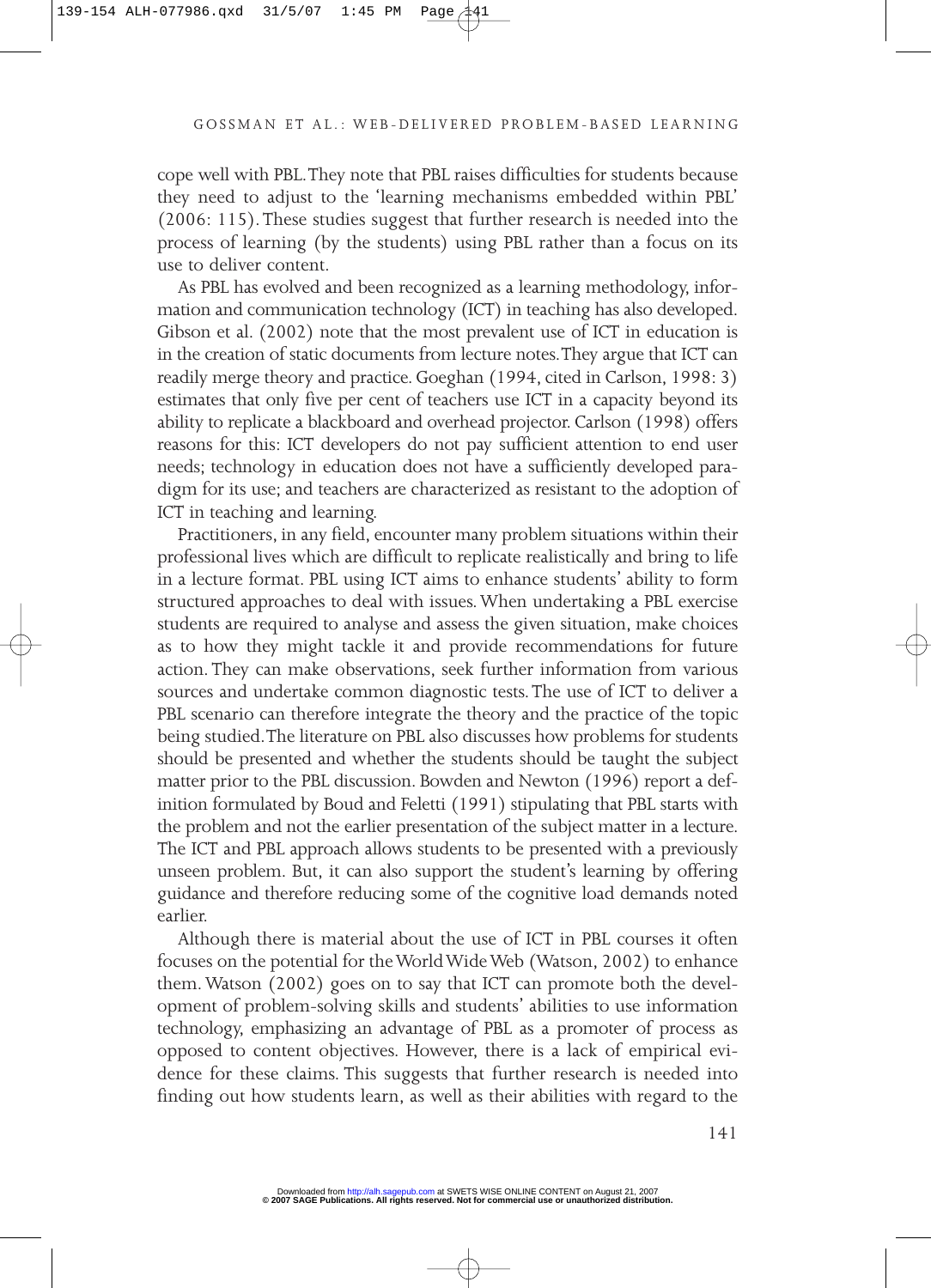cope well with PBL. They note that PBL raises difficulties for students because they need to adjust to the 'learning mechanisms embedded within PBL' (2006: 115). These studies suggest that further research is needed into the process of learning (by the students) using PBL rather than a focus on its use to deliver content.

As PBL has evolved and been recognized as a learning methodology, information and communication technology (ICT) in teaching has also developed. Gibson et al. (2002) note that the most prevalent use of ICT in education is in the creation of static documents from lecture notes. They argue that ICT can readily merge theory and practice. Goeghan (1994, cited in Carlson, 1998: 3) estimates that only five per cent of teachers use ICT in a capacity beyond its ability to replicate a blackboard and overhead projector. Carlson (1998) offers reasons for this: ICT developers do not pay sufficient attention to end user needs; technology in education does not have a sufficiently developed paradigm for its use; and teachers are characterized as resistant to the adoption of ICT in teaching and learning.

Practitioners, in any field, encounter many problem situations within their professional lives which are difficult to replicate realistically and bring to life in a lecture format. PBL using ICT aims to enhance students' ability to form structured approaches to deal with issues. When undertaking a PBL exercise students are required to analyse and assess the given situation, make choices as to how they might tackle it and provide recommendations for future action. They can make observations, seek further information from various sources and undertake common diagnostic tests. The use of ICT to deliver a PBL scenario can therefore integrate the theory and the practice of the topic being studied. The literature on PBL also discusses how problems for students should be presented and whether the students should be taught the subject matter prior to the PBL discussion. Bowden and Newton (1996) report a definition formulated by Boud and Feletti (1991) stipulating that PBL starts with the problem and not the earlier presentation of the subject matter in a lecture. The ICT and PBL approach allows students to be presented with a previously unseen problem. But, it can also support the student's learning by offering guidance and therefore reducing some of the cognitive load demands noted earlier.

Although there is material about the use of ICT in PBL courses it often focuses on the potential for the World Wide Web (Watson, 2002) to enhance them. Watson (2002) goes on to say that ICT can promote both the development of problem-solving skills and students' abilities to use information technology, emphasizing an advantage of PBL as a promoter of process as opposed to content objectives. However, there is a lack of empirical evidence for these claims. This suggests that further research is needed into finding out how students learn, as well as their abilities with regard to the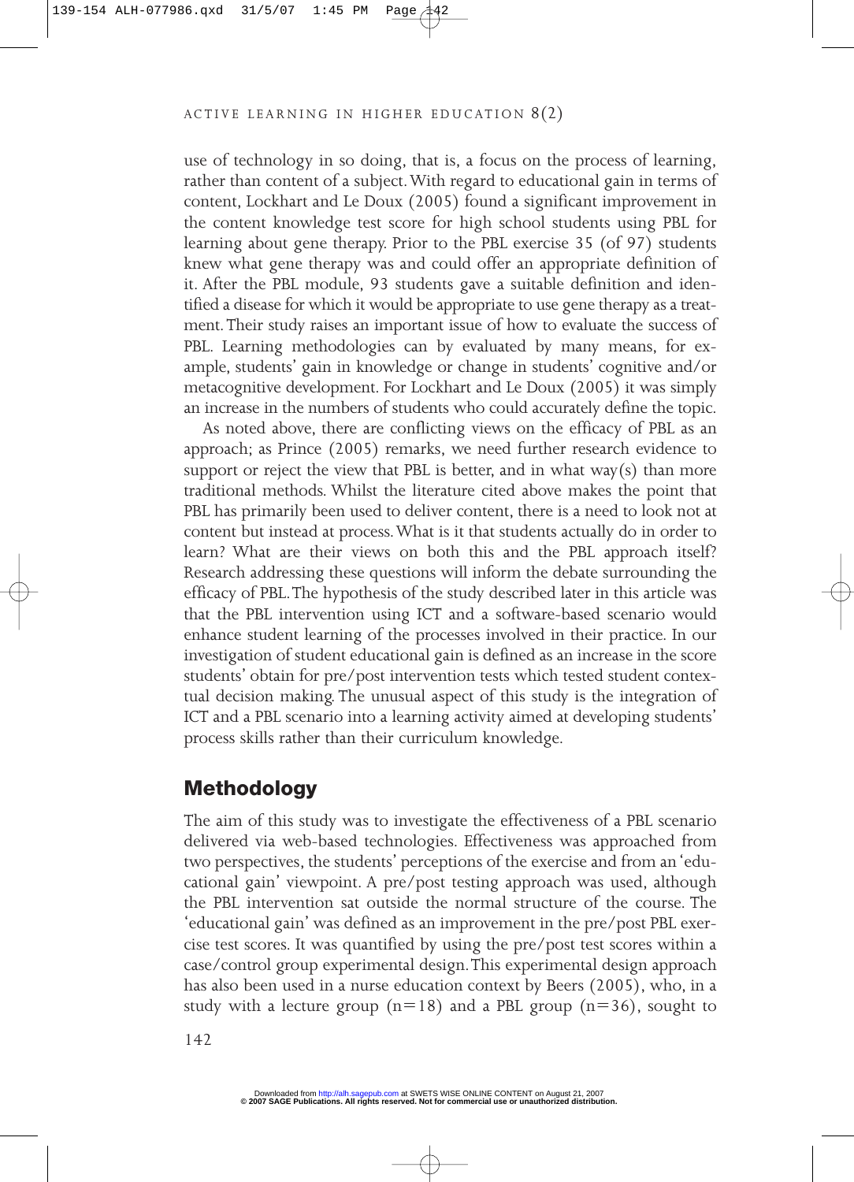use of technology in so doing, that is, a focus on the process of learning, rather than content of a subject. With regard to educational gain in terms of content, Lockhart and Le Doux (2005) found a significant improvement in the content knowledge test score for high school students using PBL for learning about gene therapy. Prior to the PBL exercise 35 (of 97) students knew what gene therapy was and could offer an appropriate definition of it. After the PBL module, 93 students gave a suitable definition and identified a disease for which it would be appropriate to use gene therapy as a treatment. Their study raises an important issue of how to evaluate the success of PBL. Learning methodologies can by evaluated by many means, for example, students' gain in knowledge or change in students' cognitive and/or metacognitive development. For Lockhart and Le Doux (2005) it was simply an increase in the numbers of students who could accurately define the topic.

As noted above, there are conflicting views on the efficacy of PBL as an approach; as Prince (2005) remarks, we need further research evidence to support or reject the view that PBL is better, and in what way(s) than more traditional methods. Whilst the literature cited above makes the point that PBL has primarily been used to deliver content, there is a need to look not at content but instead at process. What is it that students actually do in order to learn? What are their views on both this and the PBL approach itself? Research addressing these questions will inform the debate surrounding the efficacy of PBL. The hypothesis of the study described later in this article was that the PBL intervention using ICT and a software-based scenario would enhance student learning of the processes involved in their practice. In our investigation of student educational gain is defined as an increase in the score students' obtain for pre/post intervention tests which tested student contextual decision making. The unusual aspect of this study is the integration of ICT and a PBL scenario into a learning activity aimed at developing students' process skills rather than their curriculum knowledge.

## Methodology

The aim of this study was to investigate the effectiveness of a PBL scenario delivered via web-based technologies. Effectiveness was approached from two perspectives, the students' perceptions of the exercise and from an 'educational gain' viewpoint. A pre/post testing approach was used, although the PBL intervention sat outside the normal structure of the course. The 'educational gain' was defined as an improvement in the pre/post PBL exercise test scores. It was quantified by using the pre/post test scores within a case/control group experimental design. This experimental design approach has also been used in a nurse education context by Beers (2005), who, in a study with a lecture group ($n=18$) and a PBL group ($n=36$), sought to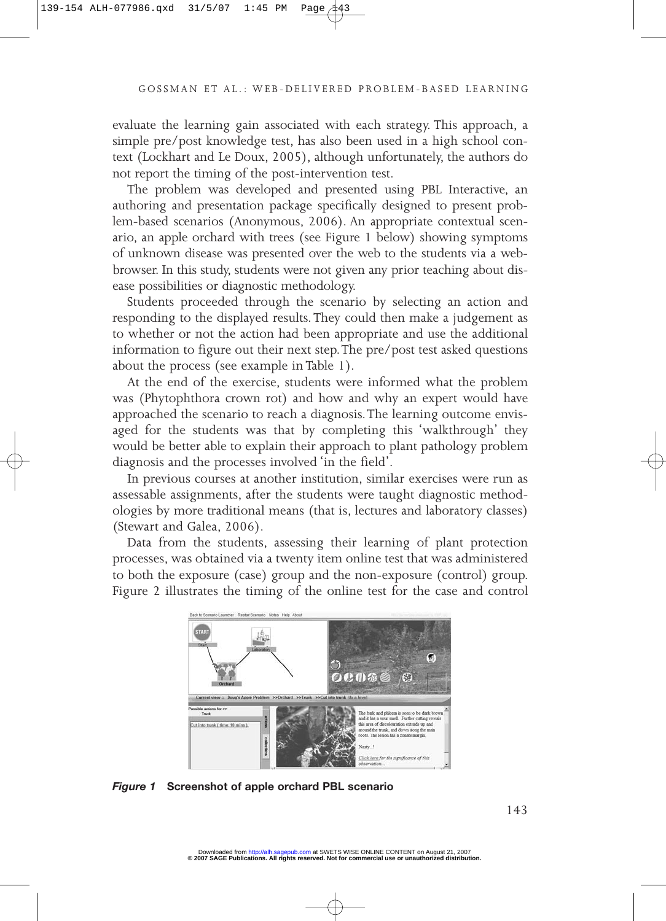evaluate the learning gain associated with each strategy. This approach, a simple pre/post knowledge test, has also been used in a high school context (Lockhart and Le Doux, 2005), although unfortunately, the authors do not report the timing of the post-intervention test.

The problem was developed and presented using PBL Interactive, an authoring and presentation package specifically designed to present problem-based scenarios (Anonymous, 2006). An appropriate contextual scenario, an apple orchard with trees (see Figure 1 below) showing symptoms of unknown disease was presented over the web to the students via a web-browser. In this study, students were not given any prior teaching about disease possibilities or diagnostic methodology.

Students proceeded through the scenario by selecting an action and responding to the displayed results. They could then make a judgement as to whether or not the action had been appropriate and use the additional information to figure out their next step. The pre/post test asked questions about the process (see example in Table 1).

At the end of the exercise, students were informed what the problem was (Phytophthora crown rot) and how and why an expert would have approached the scenario to reach a diagnosis. The learning outcome envisaged for the students was that by completing this 'walkthrough' they would be better able to explain their approach to plant pathology problem diagnosis and the processes involved 'in the field'.

In previous courses at another institution, similar exercises were run as assessable assignments, after the students were taught diagnostic methodologies by more traditional means (that is, lectures and laboratory classes) (Stewart and Galea, 2006).

Data from the students, assessing their learning of plant protection processes, was obtained via a twenty item online test that was administered to both the exposure (case) group and the non-exposure (control) group. Figure 2 illustrates the timing of the online test for the case and control

***Figure 1*** **Screenshot of apple orchard PBL scenario**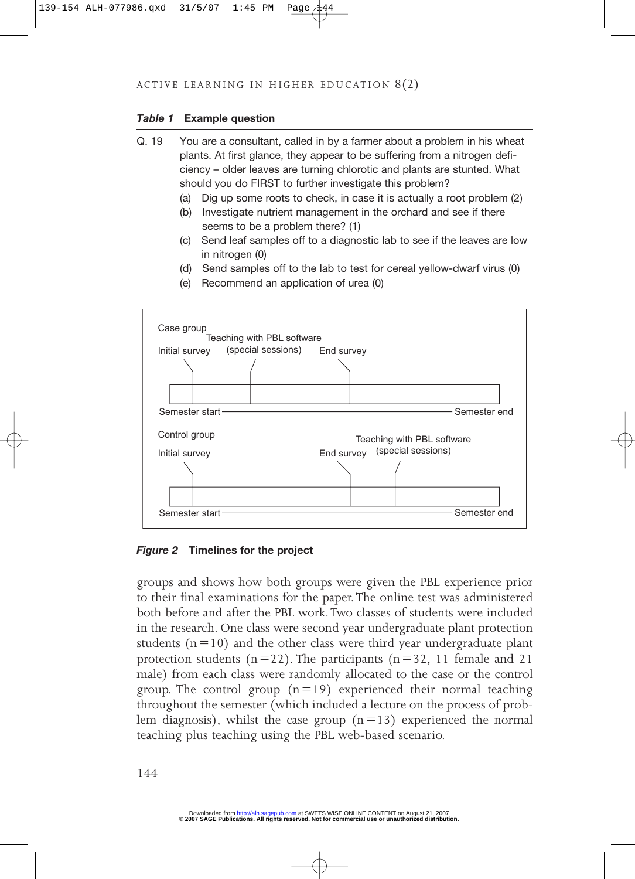**Table 1 Example question**

Q. 19 You are a consultant, called in by a farmer about a problem in his wheat plants. At first glance, they appear to be suffering from a nitrogen deficiency – older leaves are turning chlorotic and plants are stunted. What should you do FIRST to further investigate this problem?

- (a) Dig up some roots to check, in case it is actually a root problem (2)
- (b) Investigate nutrient management in the orchard and see if there seems to be a problem there? (1)
- (c) Send leaf samples off to a diagnostic lab to see if the leaves are low in nitrogen (0)
- (d) Send samples off to the lab to test for cereal yellow-dwarf virus (0)
- (e) Recommend an application of urea (0)

Case group

Teaching with PBL software (special sessions)

Initial survey — End survey

Semester start — Semester end

Control group

Teaching with PBL software (special sessions)

Initial survey — End survey

Semester start — Semester end

***Figure 2*** **Timelines for the project**

groups and shows how both groups were given the PBL experience prior to their final examinations for the paper. The online test was administered both before and after the PBL work. Two classes of students were included in the research. One class were second year undergraduate plant protection students ($n = 10$) and the other class were third year undergraduate plant protection students ($n = 22$). The participants ($n = 32$, 11 female and 21 male) from each class were randomly allocated to the case or the control group. The control group ($n = 19$) experienced their normal teaching throughout the semester (which included a lecture on the process of problem diagnosis), whilst the case group ($n = 13$) experienced the normal teaching plus teaching using the PBL web-based scenario.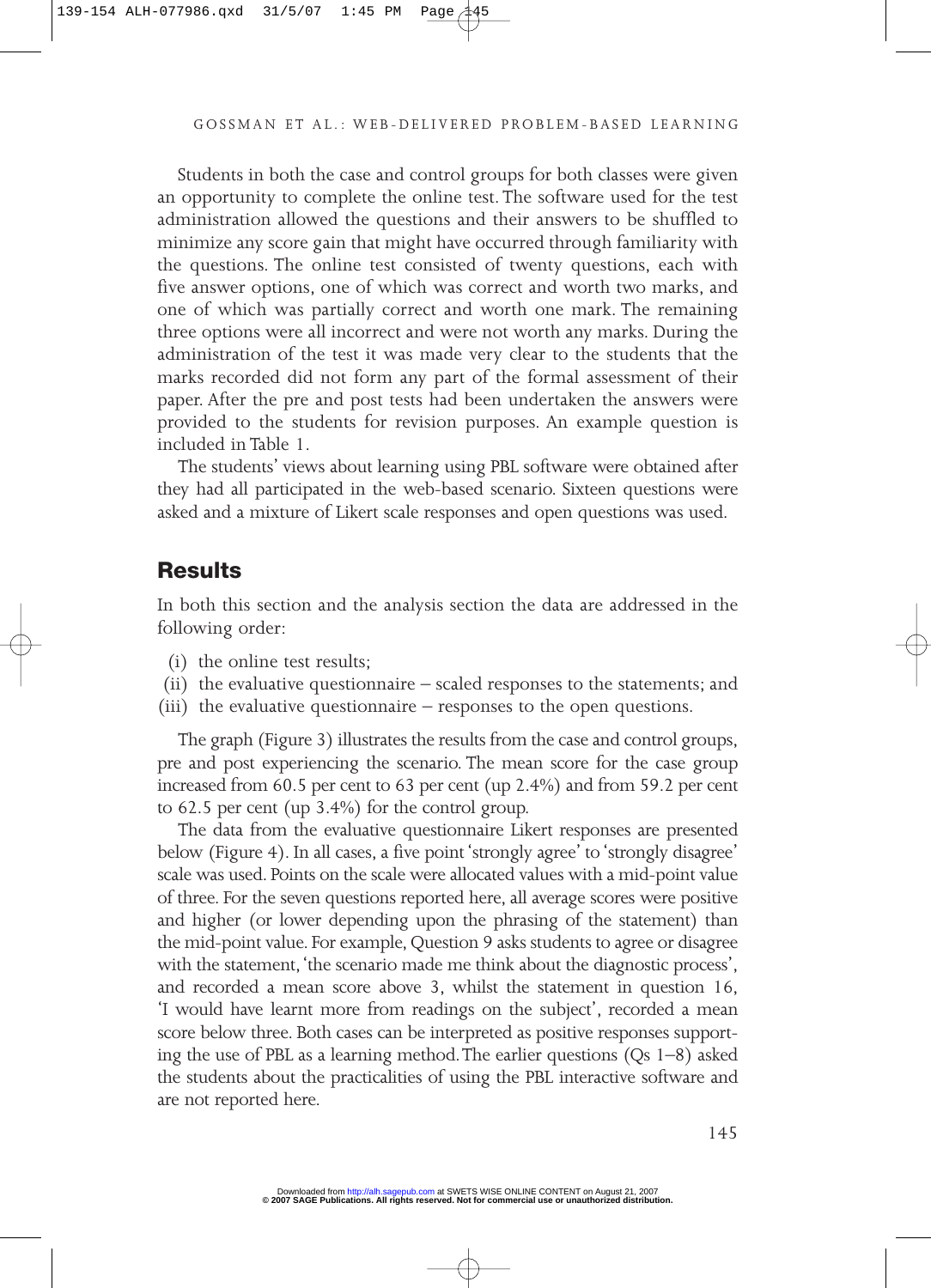Students in both the case and control groups for both classes were given an opportunity to complete the online test. The software used for the test administration allowed the questions and their answers to be shuffled to minimize any score gain that might have occurred through familiarity with the questions. The online test consisted of twenty questions, each with five answer options, one of which was correct and worth two marks, and one of which was partially correct and worth one mark. The remaining three options were all incorrect and were not worth any marks. During the administration of the test it was made very clear to the students that the marks recorded did not form any part of the formal assessment of their paper. After the pre and post tests had been undertaken the answers were provided to the students for revision purposes. An example question is included in Table 1.

The students' views about learning using PBL software were obtained after they had all participated in the web-based scenario. Sixteen questions were asked and a mixture of Likert scale responses and open questions was used.

## Results

In both this section and the analysis section the data are addressed in the following order:

(i) the online test results;
(ii) the evaluative questionnaire – scaled responses to the statements; and
(iii) the evaluative questionnaire – responses to the open questions.

The graph (Figure 3) illustrates the results from the case and control groups, pre and post experiencing the scenario. The mean score for the case group increased from 60.5 per cent to 63 per cent (up 2.4%) and from 59.2 per cent to 62.5 per cent (up 3.4%) for the control group.

The data from the evaluative questionnaire Likert responses are presented below (Figure 4). In all cases, a five point 'strongly agree' to 'strongly disagree' scale was used. Points on the scale were allocated values with a mid-point value of three. For the seven questions reported here, all average scores were positive and higher (or lower depending upon the phrasing of the statement) than the mid-point value. For example, Question 9 asks students to agree or disagree with the statement, 'the scenario made me think about the diagnostic process', and recorded a mean score above 3, whilst the statement in question 16, 'I would have learnt more from readings on the subject', recorded a mean score below three. Both cases can be interpreted as positive responses supporting the use of PBL as a learning method. The earlier questions (Qs 1–8) asked the students about the practicalities of using the PBL interactive software and are not reported here.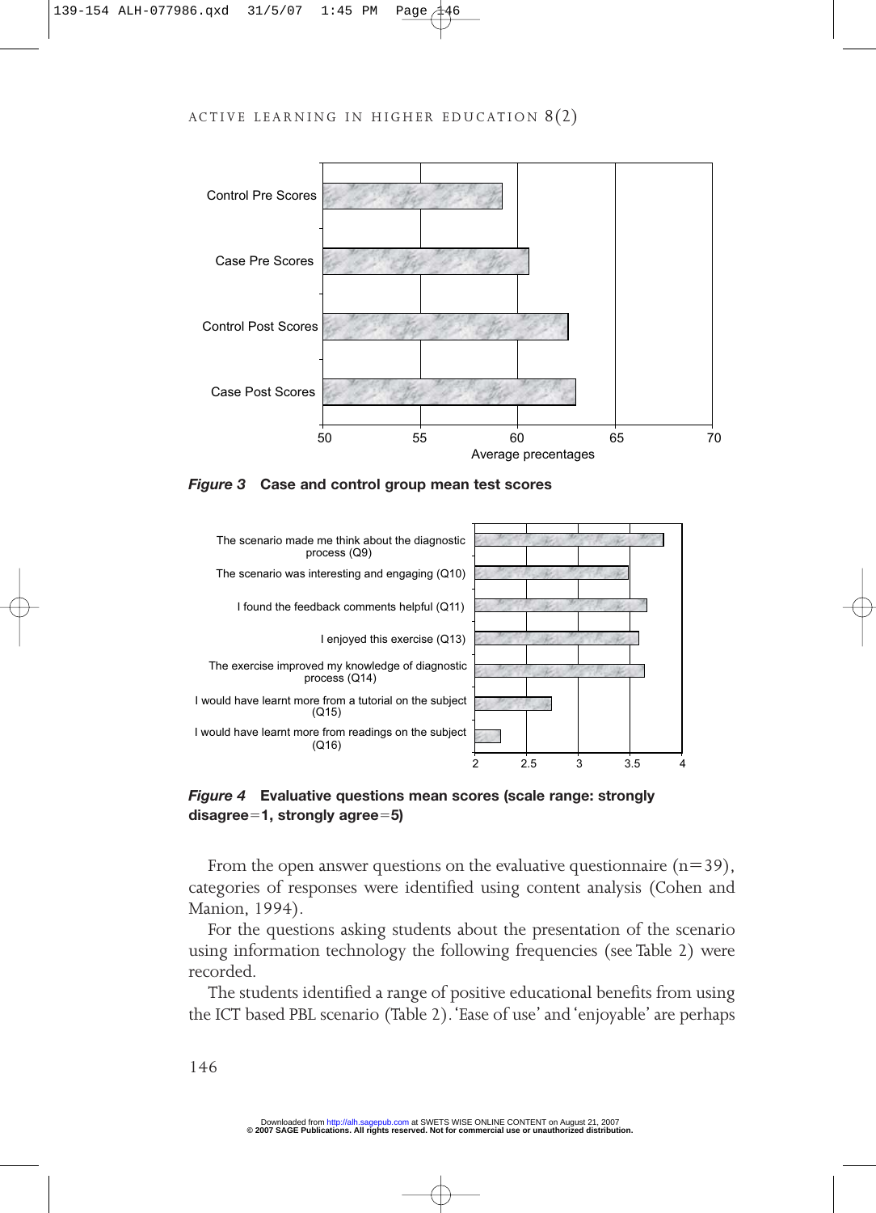*Figure 3* **Case and control group mean test scores**

*Figure 4* **Evaluative questions mean scores (scale range: strongly disagree=1, strongly agree=5)**

From the open answer questions on the evaluative questionnaire (n=39), categories of responses were identified using content analysis (Cohen and Manion, 1994).

For the questions asking students about the presentation of the scenario using information technology the following frequencies (see Table 2) were recorded.

The students identified a range of positive educational benefits from using the ICT based PBL scenario (Table 2). 'Ease of use' and 'enjoyable' are perhaps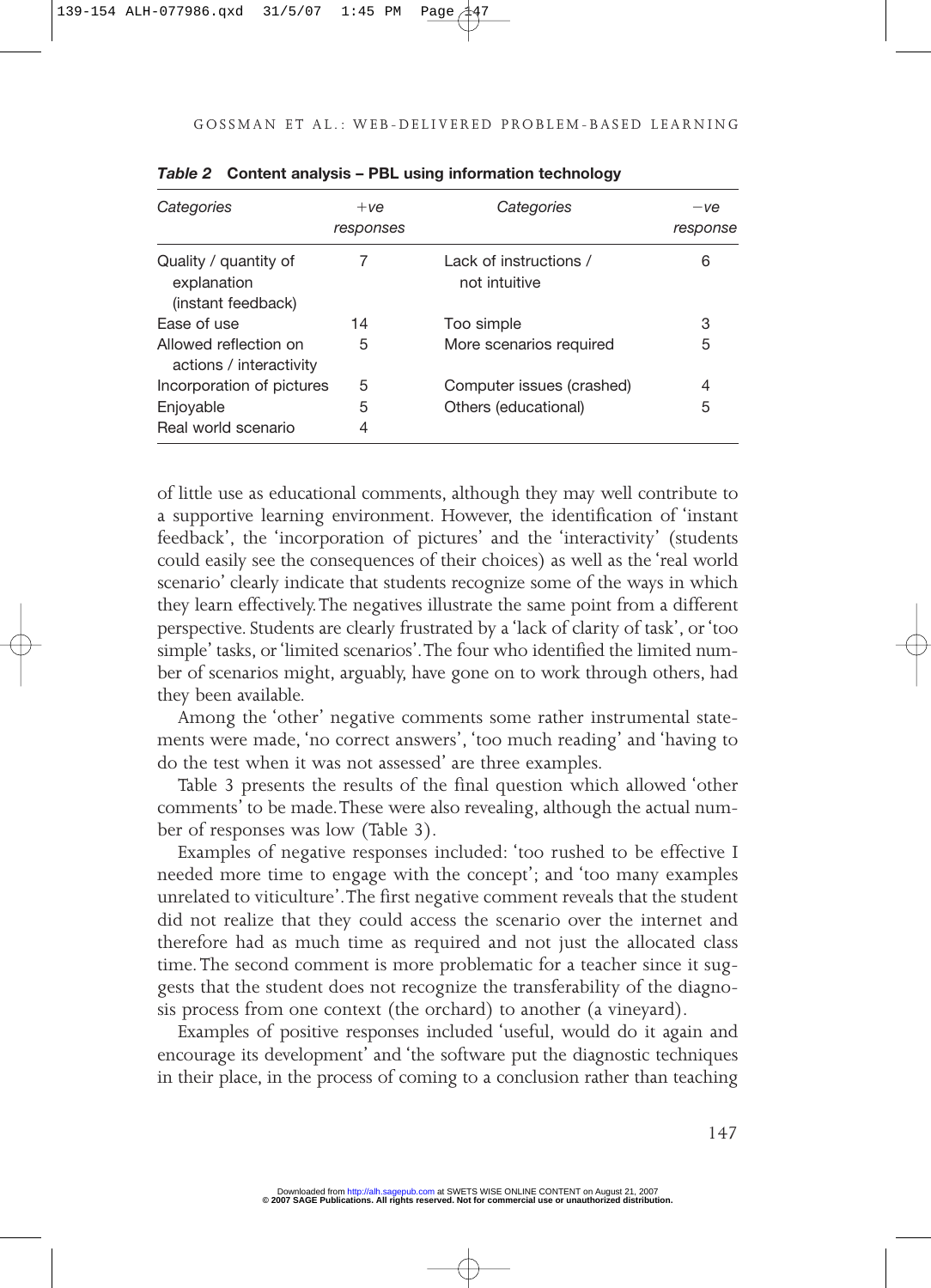*Table 2* **Content analysis – PBL using information technology**

| *Categories* | *+ve responses* | *Categories* | *−ve response* |
|---|---|---|---|
| Quality / quantity of explanation (instant feedback) | 7 | Lack of instructions / not intuitive | 6 |
| Ease of use | 14 | Too simple | 3 |
| Allowed reflection on actions / interactivity | 5 | More scenarios required | 5 |
| Incorporation of pictures | 5 | Computer issues (crashed) | 4 |
| Enjoyable | 5 | Others (educational) | 5 |
| Real world scenario | 4 | | |

of little use as educational comments, although they may well contribute to a supportive learning environment. However, the identification of 'instant feedback', the 'incorporation of pictures' and the 'interactivity' (students could easily see the consequences of their choices) as well as the 'real world scenario' clearly indicate that students recognize some of the ways in which they learn effectively. The negatives illustrate the same point from a different perspective. Students are clearly frustrated by a 'lack of clarity of task', or 'too simple' tasks, or 'limited scenarios'. The four who identified the limited number of scenarios might, arguably, have gone on to work through others, had they been available.

Among the 'other' negative comments some rather instrumental statements were made, 'no correct answers', 'too much reading' and 'having to do the test when it was not assessed' are three examples.

Table 3 presents the results of the final question which allowed 'other comments' to be made. These were also revealing, although the actual number of responses was low (Table 3).

Examples of negative responses included: 'too rushed to be effective I needed more time to engage with the concept'; and 'too many examples unrelated to viticulture'. The first negative comment reveals that the student did not realize that they could access the scenario over the internet and therefore had as much time as required and not just the allocated class time. The second comment is more problematic for a teacher since it suggests that the student does not recognize the transferability of the diagnosis process from one context (the orchard) to another (a vineyard).

Examples of positive responses included 'useful, would do it again and encourage its development' and 'the software put the diagnostic techniques in their place, in the process of coming to a conclusion rather than teaching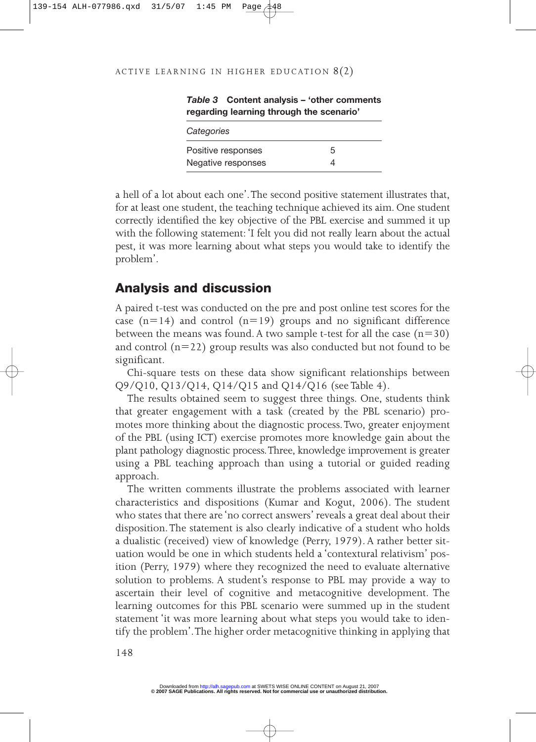*Table 3* **Content analysis – 'other comments regarding learning through the scenario'**

| *Categories* | |
|---|---|
| Positive responses | 5 |
| Negative responses | 4 |

a hell of a lot about each one'. The second positive statement illustrates that, for at least one student, the teaching technique achieved its aim. One student correctly identified the key objective of the PBL exercise and summed it up with the following statement: 'I felt you did not really learn about the actual pest, it was more learning about what steps you would take to identify the problem'.

## Analysis and discussion

A paired t-test was conducted on the pre and post online test scores for the case (n=14) and control (n=19) groups and no significant difference between the means was found. A two sample t-test for all the case (n=30) and control (n=22) group results was also conducted but not found to be significant.

Chi-square tests on these data show significant relationships between Q9/Q10, Q13/Q14, Q14/Q15 and Q14/Q16 (see Table 4).

The results obtained seem to suggest three things. One, students think that greater engagement with a task (created by the PBL scenario) promotes more thinking about the diagnostic process. Two, greater enjoyment of the PBL (using ICT) exercise promotes more knowledge gain about the plant pathology diagnostic process. Three, knowledge improvement is greater using a PBL teaching approach than using a tutorial or guided reading approach.

The written comments illustrate the problems associated with learner characteristics and dispositions (Kumar and Kogut, 2006). The student who states that there are 'no correct answers' reveals a great deal about their disposition. The statement is also clearly indicative of a student who holds a dualistic (received) view of knowledge (Perry, 1979). A rather better situation would be one in which students held a 'contextural relativism' position (Perry, 1979) where they recognized the need to evaluate alternative solution to problems. A student's response to PBL may provide a way to ascertain their level of cognitive and metacognitive development. The learning outcomes for this PBL scenario were summed up in the student statement 'it was more learning about what steps you would take to identify the problem'. The higher order metacognitive thinking in applying that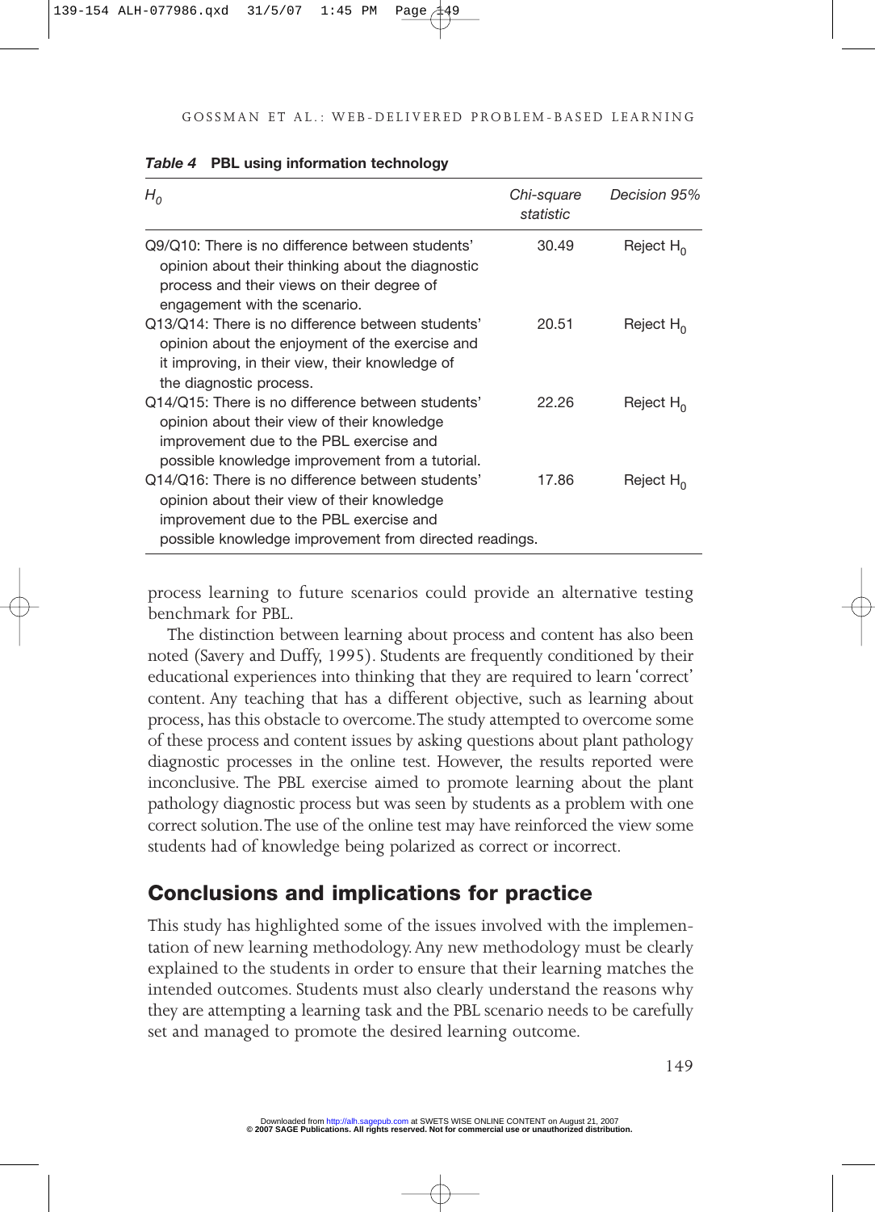**Table 4 PBL using information technology**

| $H_0$ | Chi-square statistic | Decision 95% |
|---|---|---|
| Q9/Q10: There is no difference between students' opinion about their thinking about the diagnostic process and their views on their degree of engagement with the scenario. | 30.49 | Reject $H_0$ |
| Q13/Q14: There is no difference between students' opinion about the enjoyment of the exercise and it improving, in their view, their knowledge of the diagnostic process. | 20.51 | Reject $H_0$ |
| Q14/Q15: There is no difference between students' opinion about their view of their knowledge improvement due to the PBL exercise and possible knowledge improvement from a tutorial. | 22.26 | Reject $H_0$ |
| Q14/Q16: There is no difference between students' opinion about their view of their knowledge improvement due to the PBL exercise and possible knowledge improvement from directed readings. | 17.86 | Reject $H_0$ |

process learning to future scenarios could provide an alternative testing benchmark for PBL.

The distinction between learning about process and content has also been noted (Savery and Duffy, 1995). Students are frequently conditioned by their educational experiences into thinking that they are required to learn 'correct' content. Any teaching that has a different objective, such as learning about process, has this obstacle to overcome. The study attempted to overcome some of these process and content issues by asking questions about plant pathology diagnostic processes in the online test. However, the results reported were inconclusive. The PBL exercise aimed to promote learning about the plant pathology diagnostic process but was seen by students as a problem with one correct solution. The use of the online test may have reinforced the view some students had of knowledge being polarized as correct or incorrect.

## Conclusions and implications for practice

This study has highlighted some of the issues involved with the implementation of new learning methodology. Any new methodology must be clearly explained to the students in order to ensure that their learning matches the intended outcomes. Students must also clearly understand the reasons why they are attempting a learning task and the PBL scenario needs to be carefully set and managed to promote the desired learning outcome.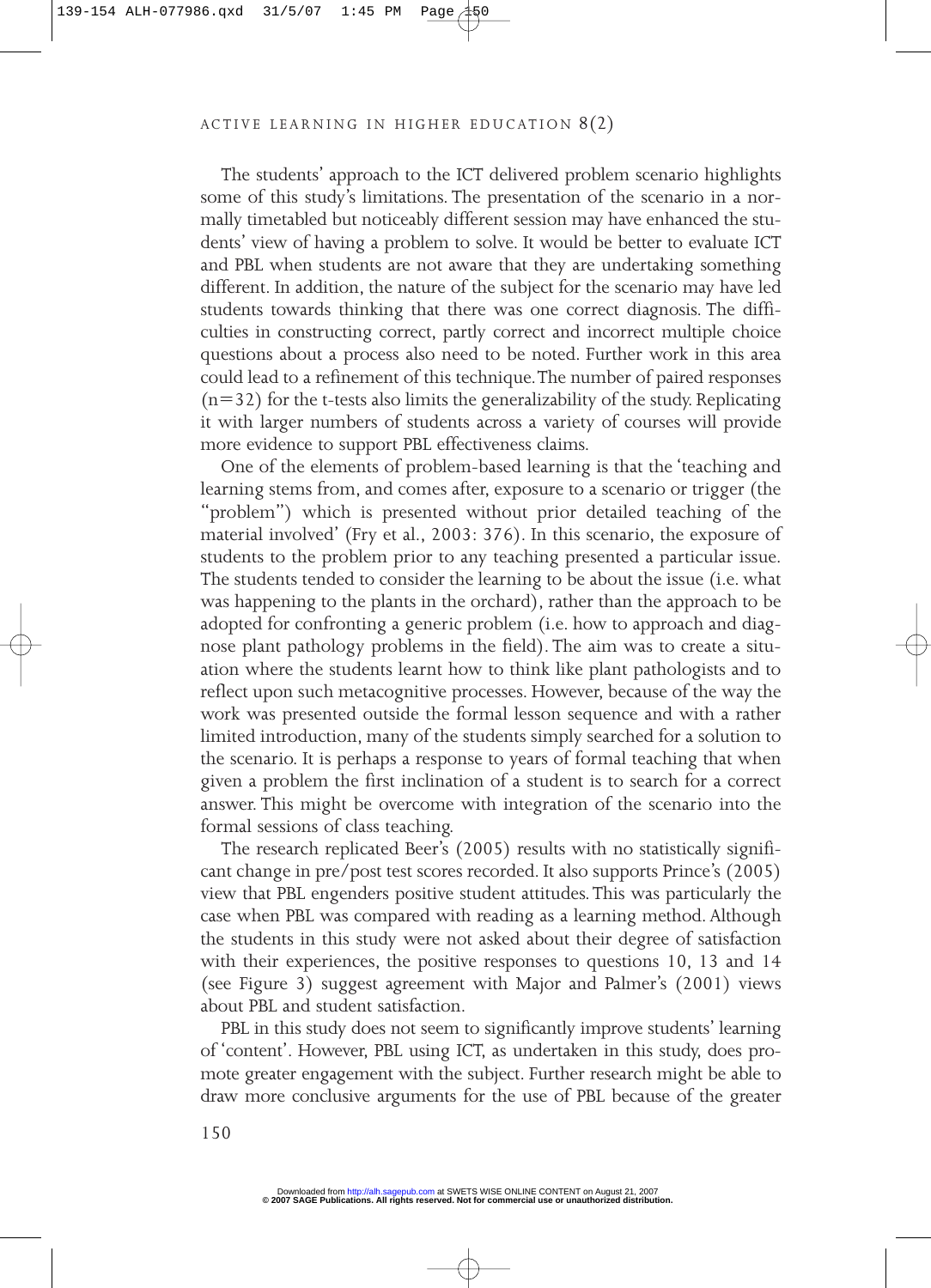The students' approach to the ICT delivered problem scenario highlights some of this study's limitations. The presentation of the scenario in a normally timetabled but noticeably different session may have enhanced the students' view of having a problem to solve. It would be better to evaluate ICT and PBL when students are not aware that they are undertaking something different. In addition, the nature of the subject for the scenario may have led students towards thinking that there was one correct diagnosis. The difficulties in constructing correct, partly correct and incorrect multiple choice questions about a process also need to be noted. Further work in this area could lead to a refinement of this technique. The number of paired responses ($n=32$) for the t-tests also limits the generalizability of the study. Replicating it with larger numbers of students across a variety of courses will provide more evidence to support PBL effectiveness claims.

One of the elements of problem-based learning is that the 'teaching and learning stems from, and comes after, exposure to a scenario or trigger (the "problem") which is presented without prior detailed teaching of the material involved' (Fry et al., 2003: 376). In this scenario, the exposure of students to the problem prior to any teaching presented a particular issue. The students tended to consider the learning to be about the issue (i.e. what was happening to the plants in the orchard), rather than the approach to be adopted for confronting a generic problem (i.e. how to approach and diagnose plant pathology problems in the field). The aim was to create a situation where the students learnt how to think like plant pathologists and to reflect upon such metacognitive processes. However, because of the way the work was presented outside the formal lesson sequence and with a rather limited introduction, many of the students simply searched for a solution to the scenario. It is perhaps a response to years of formal teaching that when given a problem the first inclination of a student is to search for a correct answer. This might be overcome with integration of the scenario into the formal sessions of class teaching.

The research replicated Beer's (2005) results with no statistically significant change in pre/post test scores recorded. It also supports Prince's (2005) view that PBL engenders positive student attitudes. This was particularly the case when PBL was compared with reading as a learning method. Although the students in this study were not asked about their degree of satisfaction with their experiences, the positive responses to questions 10, 13 and 14 (see Figure 3) suggest agreement with Major and Palmer's (2001) views about PBL and student satisfaction.

PBL in this study does not seem to significantly improve students' learning of 'content'. However, PBL using ICT, as undertaken in this study, does promote greater engagement with the subject. Further research might be able to draw more conclusive arguments for the use of PBL because of the greater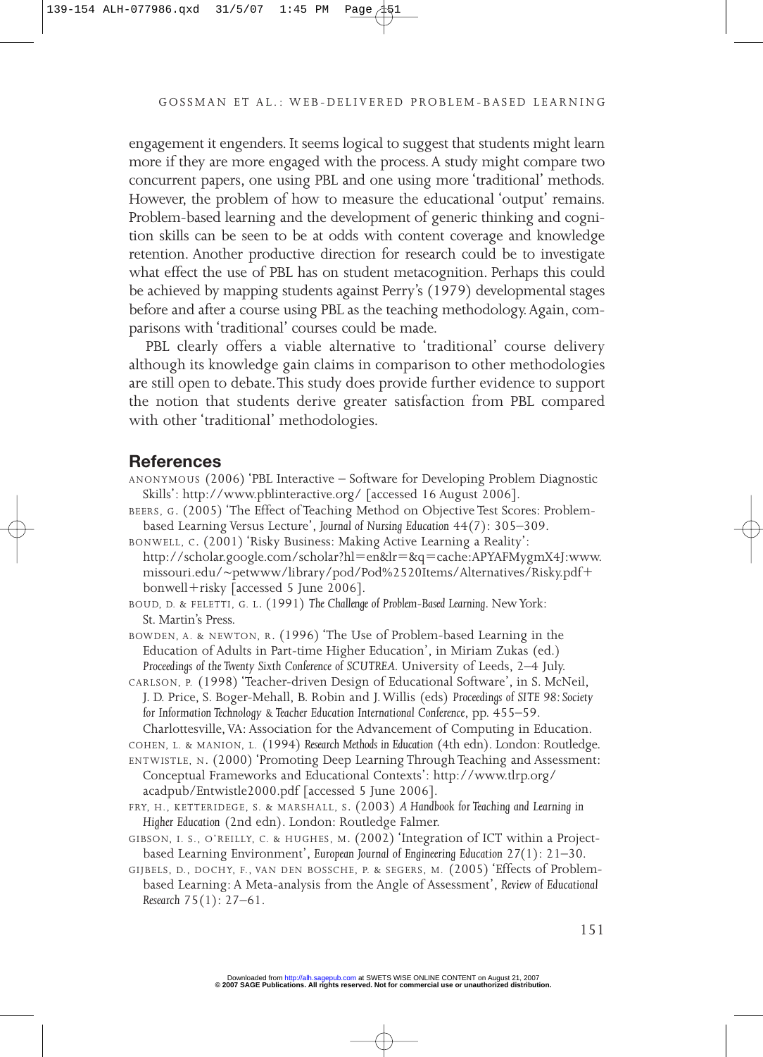engagement it engenders. It seems logical to suggest that students might learn more if they are more engaged with the process. A study might compare two concurrent papers, one using PBL and one using more 'traditional' methods. However, the problem of how to measure the educational 'output' remains. Problem-based learning and the development of generic thinking and cognition skills can be seen to be at odds with content coverage and knowledge retention. Another productive direction for research could be to investigate what effect the use of PBL has on student metacognition. Perhaps this could be achieved by mapping students against Perry's (1979) developmental stages before and after a course using PBL as the teaching methodology. Again, comparisons with 'traditional' courses could be made.

PBL clearly offers a viable alternative to 'traditional' course delivery although its knowledge gain claims in comparison to other methodologies are still open to debate. This study does provide further evidence to support the notion that students derive greater satisfaction from PBL compared with other 'traditional' methodologies.

## References

ANONYMOUS (2006) 'PBL Interactive – Software for Developing Problem Diagnostic Skills': http://www.pblinteractive.org/ [accessed 16 August 2006].

BEERS, G. (2005) 'The Effect of Teaching Method on Objective Test Scores: Problem-based Learning Versus Lecture', *Journal of Nursing Education* 44(7): 305–309.

BONWELL, C. (2001) 'Risky Business: Making Active Learning a Reality': http://scholar.google.com/scholar?hl=en&lr=&q=cache:APYAFMygmX4J:www.missouri.edu/~petwww/library/pod/Pod%2520Items/Alternatives/Risky.pdf+bonwell+risky [accessed 5 June 2006].

BOUD, D. & FELETTI, G. L. (1991) *The Challenge of Problem-Based Learning*. New York: St. Martin's Press.

BOWDEN, A. & NEWTON, R. (1996) 'The Use of Problem-based Learning in the Education of Adults in Part-time Higher Education', in Miriam Zukas (ed.) *Proceedings of the Twenty Sixth Conference of SCUTREA*. University of Leeds, 2–4 July.

CARLSON, P. (1998) 'Teacher-driven Design of Educational Software', in S. McNeil, J. D. Price, S. Boger-Mehall, B. Robin and J. Willis (eds) *Proceedings of SITE 98: Society for Information Technology & Teacher Education International Conference*, pp. 455–59. Charlottesville, VA: Association for the Advancement of Computing in Education.

COHEN, L. & MANION, L. (1994) *Research Methods in Education* (4th edn). London: Routledge.

ENTWISTLE, N. (2000) 'Promoting Deep Learning Through Teaching and Assessment: Conceptual Frameworks and Educational Contexts': http://www.tlrp.org/acadpub/Entwistle2000.pdf [accessed 5 June 2006].

FRY, H., KETTERIDEGE, S. & MARSHALL, S. (2003) *A Handbook for Teaching and Learning in Higher Education* (2nd edn). London: Routledge Falmer.

GIBSON, I. S., O'REILLY, C. & HUGHES, M. (2002) 'Integration of ICT within a Project-based Learning Environment', *European Journal of Engineering Education* 27(1): 21–30.

GIJBELS, D., DOCHY, F., VAN DEN BOSSCHE, P. & SEGERS, M. (2005) 'Effects of Problem-based Learning: A Meta-analysis from the Angle of Assessment', *Review of Educational Research* 75(1): 27–61.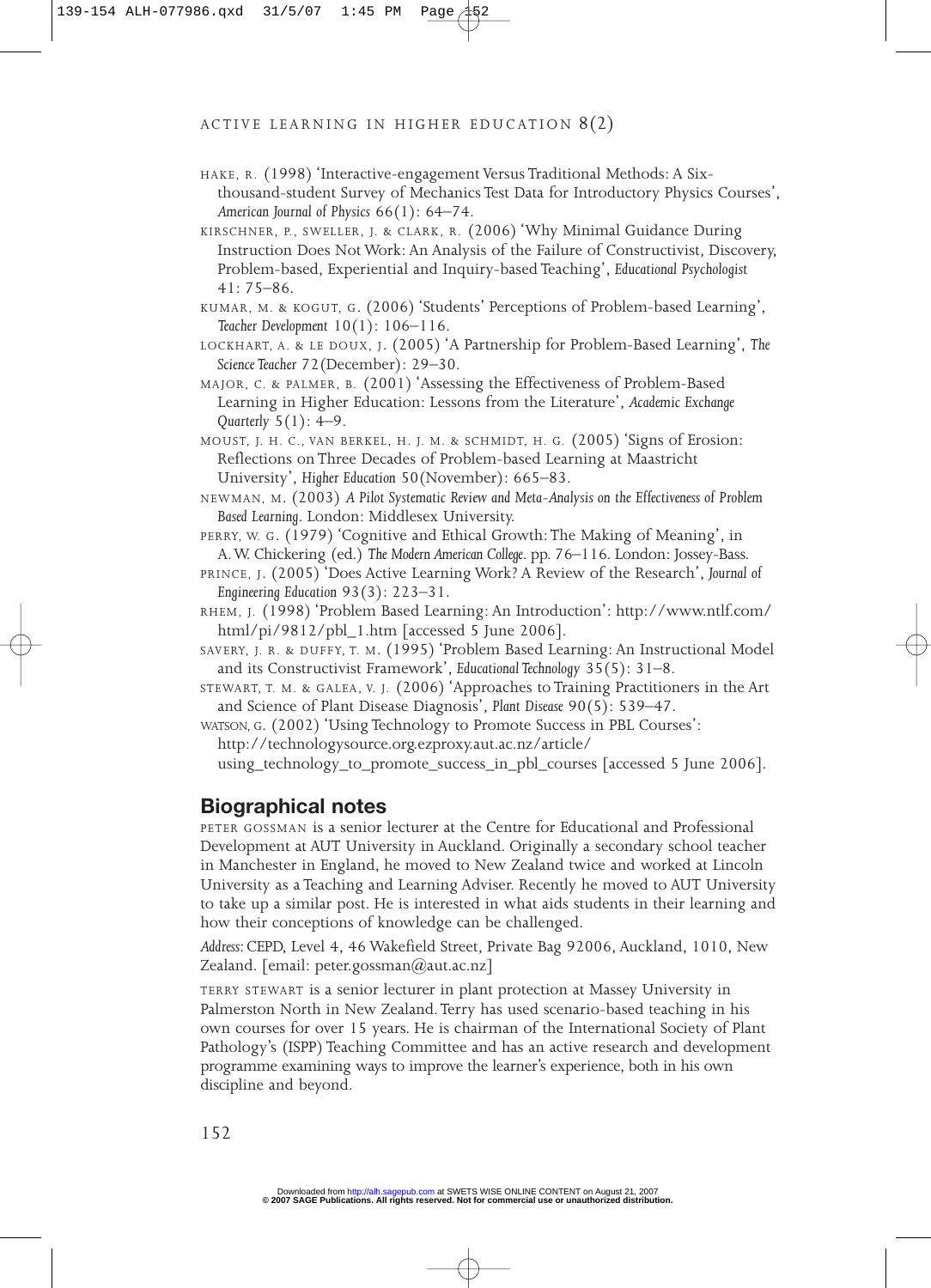HAKE, R. (1998) 'Interactive-engagement Versus Traditional Methods: A Six-thousand-student Survey of Mechanics Test Data for Introductory Physics Courses', *American Journal of Physics* 66(1): 64–74.

KIRSCHNER, P., SWELLER, J. & CLARK, R. (2006) 'Why Minimal Guidance During Instruction Does Not Work: An Analysis of the Failure of Constructivist, Discovery, Problem-based, Experiential and Inquiry-based Teaching', *Educational Psychologist* 41: 75–86.

KUMAR, M. & KOGUT, G. (2006) 'Students' Perceptions of Problem-based Learning', *Teacher Development* 10(1): 106–116.

LOCKHART, A. & LE DOUX, J. (2005) 'A Partnership for Problem-Based Learning', *The Science Teacher* 72(December): 29–30.

MAJOR, C. & PALMER, B. (2001) 'Assessing the Effectiveness of Problem-Based Learning in Higher Education: Lessons from the Literature', *Academic Exchange Quarterly* 5(1): 4–9.

MOUST, J. H. C., VAN BERKEL, H. J. M. & SCHMIDT, H. G. (2005) 'Signs of Erosion: Reflections on Three Decades of Problem-based Learning at Maastricht University', *Higher Education* 50(November): 665–83.

NEWMAN, M. (2003) *A Pilot Systematic Review and Meta-Analysis on the Effectiveness of Problem Based Learning*. London: Middlesex University.

PERRY, W. G. (1979) 'Cognitive and Ethical Growth: The Making of Meaning', in A. W. Chickering (ed.) *The Modern American College*. pp. 76–116. London: Jossey-Bass.

PRINCE, J. (2005) 'Does Active Learning Work? A Review of the Research', *Journal of Engineering Education* 93(3): 223–31.

RHEM, J. (1998) 'Problem Based Learning: An Introduction': http://www.ntlf.com/html/pi/9812/pbl_1.htm [accessed 5 June 2006].

SAVERY, J. R. & DUFFY, T. M. (1995) 'Problem Based Learning: An Instructional Model and its Constructivist Framework', *Educational Technology* 35(5): 31–8.

STEWART, T. M. & GALEA, V. J. (2006) 'Approaches to Training Practitioners in the Art and Science of Plant Disease Diagnosis', *Plant Disease* 90(5): 539–47.

WATSON, G. (2002) 'Using Technology to Promote Success in PBL Courses': http://technologysource.org.ezproxy.aut.ac.nz/article/using_technology_to_promote_success_in_pbl_courses [accessed 5 June 2006].

## Biographical notes

PETER GOSSMAN is a senior lecturer at the Centre for Educational and Professional Development at AUT University in Auckland. Originally a secondary school teacher in Manchester in England, he moved to New Zealand twice and worked at Lincoln University as a Teaching and Learning Adviser. Recently he moved to AUT University to take up a similar post. He is interested in what aids students in their learning and how their conceptions of knowledge can be challenged.

*Address:* CEPD, Level 4, 46 Wakefield Street, Private Bag 92006, Auckland, 1010, New Zealand. [email: peter.gossman@aut.ac.nz]

TERRY STEWART is a senior lecturer in plant protection at Massey University in Palmerston North in New Zealand. Terry has used scenario-based teaching in his own courses for over 15 years. He is chairman of the International Society of Plant Pathology's (ISPP) Teaching Committee and has an active research and development programme examining ways to improve the learner's experience, both in his own discipline and beyond.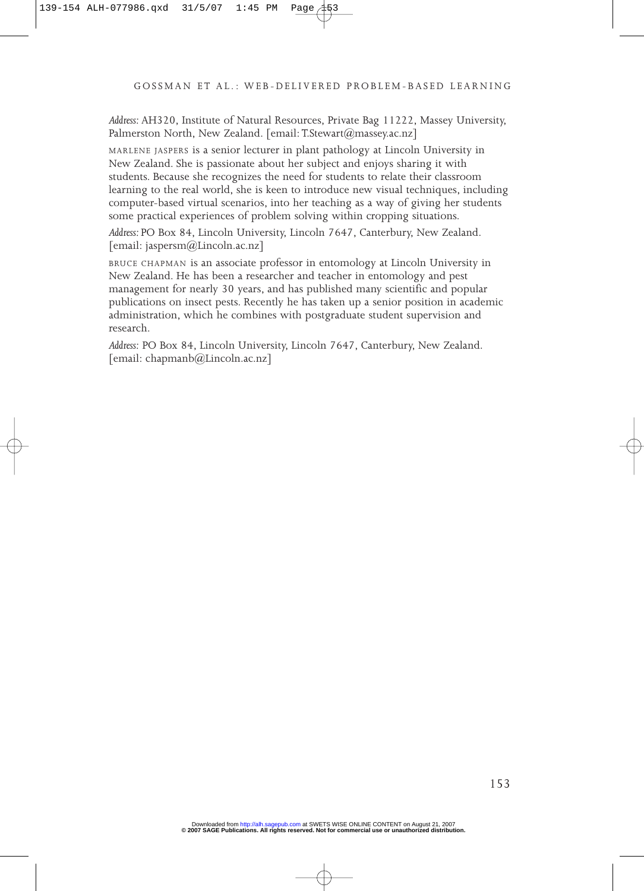*Address:* AH320, Institute of Natural Resources, Private Bag 11222, Massey University, Palmerston North, New Zealand. [email: T.Stewart@massey.ac.nz]

MARLENE JASPERS is a senior lecturer in plant pathology at Lincoln University in New Zealand. She is passionate about her subject and enjoys sharing it with students. Because she recognizes the need for students to relate their classroom learning to the real world, she is keen to introduce new visual techniques, including computer-based virtual scenarios, into her teaching as a way of giving her students some practical experiences of problem solving within cropping situations.

*Address:* PO Box 84, Lincoln University, Lincoln 7647, Canterbury, New Zealand. [email: jaspersm@Lincoln.ac.nz]

BRUCE CHAPMAN is an associate professor in entomology at Lincoln University in New Zealand. He has been a researcher and teacher in entomology and pest management for nearly 30 years, and has published many scientific and popular publications on insect pests. Recently he has taken up a senior position in academic administration, which he combines with postgraduate student supervision and research.

*Address:* PO Box 84, Lincoln University, Lincoln 7647, Canterbury, New Zealand. [email: chapmanb@Lincoln.ac.nz]